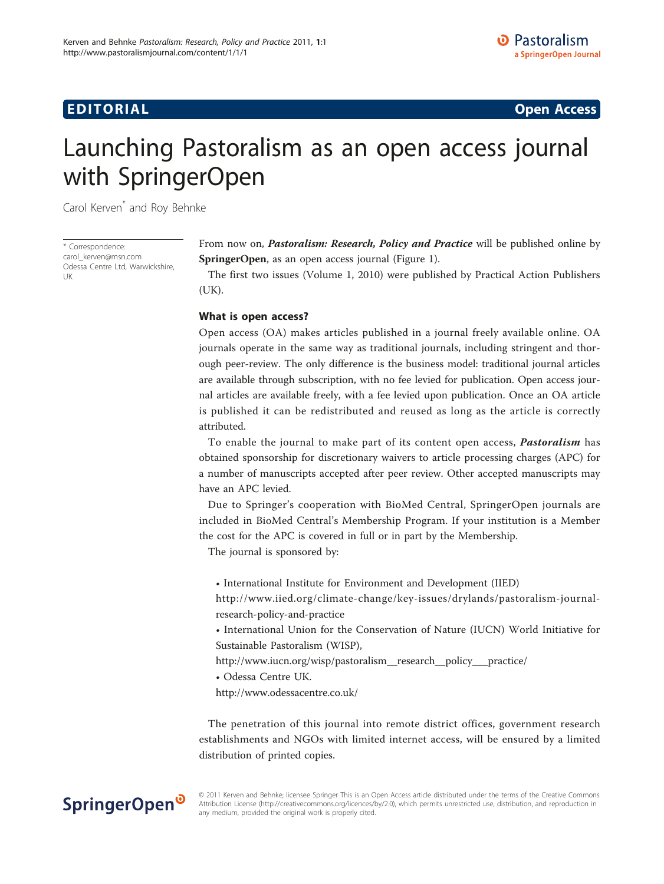EDITORIAL

Open Access

# Launching Pastoralism as an open access journal with SpringerOpen

Carol Kerven* and Roy Behnke

\* Correspondence: carol_kerven@msn.com
Odessa Centre Ltd, Warwickshire, UK

From now on, ***Pastoralism: Research, Policy and Practice*** will be published online by **SpringerOpen**, as an open access journal (Figure 1).

The first two issues (Volume 1, 2010) were published by Practical Action Publishers (UK).

### What is open access?

Open access (OA) makes articles published in a journal freely available online. OA journals operate in the same way as traditional journals, including stringent and thorough peer-review. The only difference is the business model: traditional journal articles are available through subscription, with no fee levied for publication. Open access journal articles are available freely, with a fee levied upon publication. Once an OA article is published it can be redistributed and reused as long as the article is correctly attributed.

To enable the journal to make part of its content open access, ***Pastoralism*** has obtained sponsorship for discretionary waivers to article processing charges (APC) for a number of manuscripts accepted after peer review. Other accepted manuscripts may have an APC levied.

Due to Springer's cooperation with BioMed Central, SpringerOpen journals are included in BioMed Central's Membership Program. If your institution is a Member the cost for the APC is covered in full or in part by the Membership.

The journal is sponsored by:

- International Institute for Environment and Development (IIED)
  http://www.iied.org/climate-change/key-issues/drylands/pastoralism-journal-research-policy-and-practice
- International Union for the Conservation of Nature (IUCN) World Initiative for Sustainable Pastoralism (WISP),
  http://www.iucn.org/wisp/pastoralism__research__policy___practice/
- Odessa Centre UK.
  http://www.odessacentre.co.uk/

The penetration of this journal into remote district offices, government research establishments and NGOs with limited internet access, will be ensured by a limited distribution of printed copies.

© 2011 Kerven and Behnke; licensee Springer This is an Open Access article distributed under the terms of the Creative Commons Attribution License (http://creativecommons.org/licences/by/2.0), which permits unrestricted use, distribution, and reproduction in any medium, provided the original work is properly cited.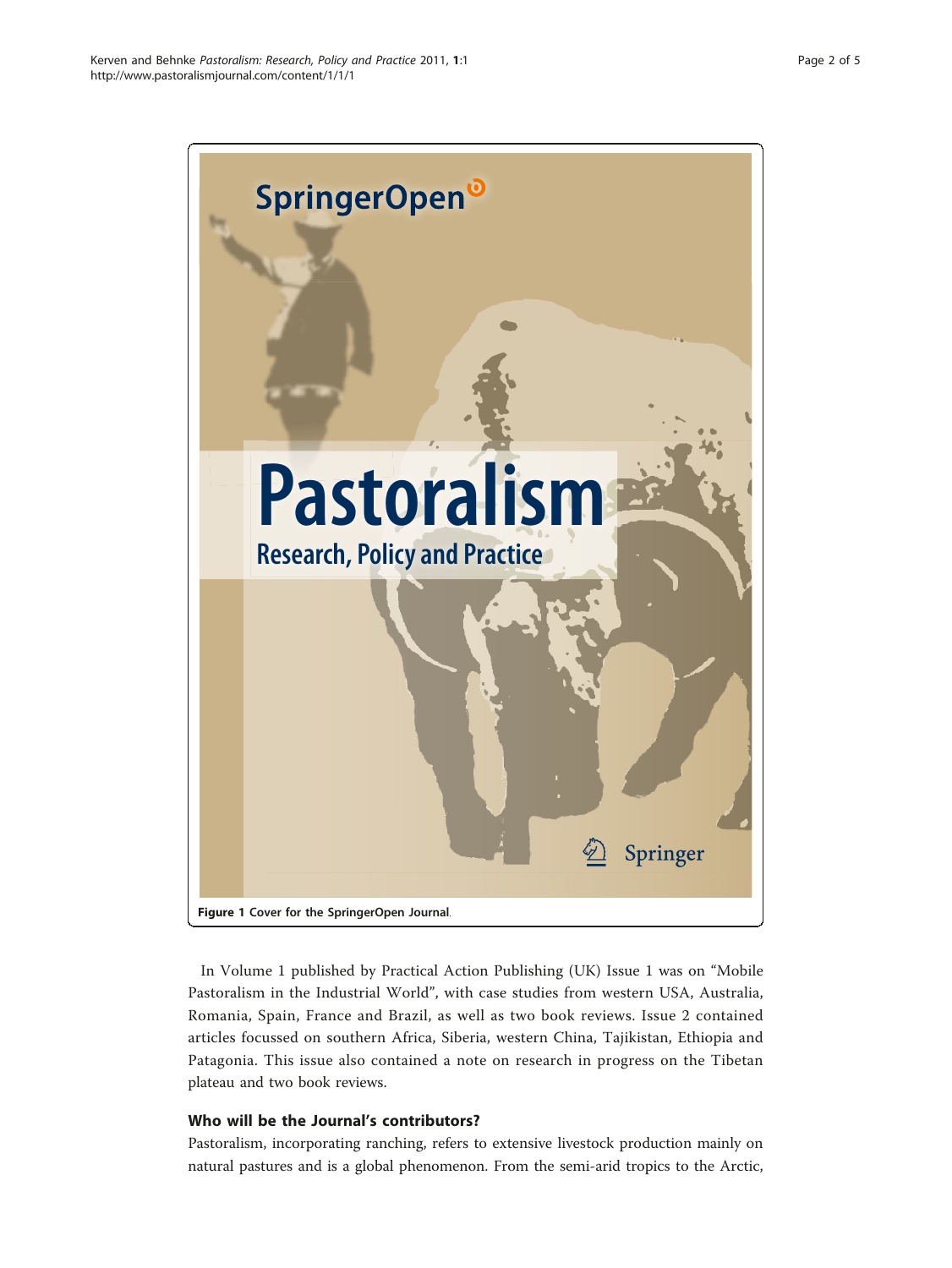Figure 1 Cover for the SpringerOpen Journal.

In Volume 1 published by Practical Action Publishing (UK) Issue 1 was on “Mobile Pastoralism in the Industrial World”, with case studies from western USA, Australia, Romania, Spain, France and Brazil, as well as two book reviews. Issue 2 contained articles focussed on southern Africa, Siberia, western China, Tajikistan, Ethiopia and Patagonia. This issue also contained a note on research in progress on the Tibetan plateau and two book reviews.

## Who will be the Journal’s contributors?

Pastoralism, incorporating ranching, refers to extensive livestock production mainly on natural pastures and is a global phenomenon. From the semi-arid tropics to the Arctic,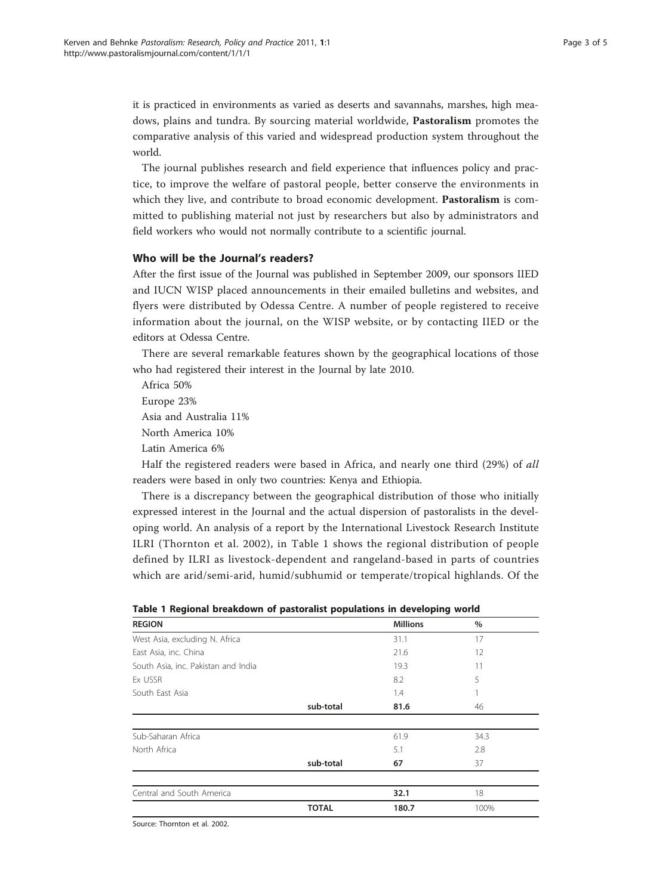it is practiced in environments as varied as deserts and savannahs, marshes, high meadows, plains and tundra. By sourcing material worldwide, **Pastoralism** promotes the comparative analysis of this varied and widespread production system throughout the world.

The journal publishes research and field experience that influences policy and practice, to improve the welfare of pastoral people, better conserve the environments in which they live, and contribute to broad economic development. **Pastoralism** is committed to publishing material not just by researchers but also by administrators and field workers who would not normally contribute to a scientific journal.

## Who will be the Journal's readers?

After the first issue of the Journal was published in September 2009, our sponsors IIED and IUCN WISP placed announcements in their emailed bulletins and websites, and flyers were distributed by Odessa Centre. A number of people registered to receive information about the journal, on the WISP website, or by contacting IIED or the editors at Odessa Centre.

There are several remarkable features shown by the geographical locations of those who had registered their interest in the Journal by late 2010.

Africa 50%

Europe 23%

Asia and Australia 11%

North America 10%

Latin America 6%

Half the registered readers were based in Africa, and nearly one third (29%) of *all* readers were based in only two countries: Kenya and Ethiopia.

There is a discrepancy between the geographical distribution of those who initially expressed interest in the Journal and the actual dispersion of pastoralists in the developing world. An analysis of a report by the International Livestock Research Institute ILRI (Thornton et al. 2002), in Table 1 shows the regional distribution of people defined by ILRI as livestock-dependent and rangeland-based in parts of countries which are arid/semi-arid, humid/subhumid or temperate/tropical highlands. Of the

**Table 1 Regional breakdown of pastoralist populations in developing world**

| REGION | | Millions | % |
|---|---|---|---|
| West Asia, excluding N. Africa | | 31.1 | 17 |
| East Asia, inc. China | | 21.6 | 12 |
| South Asia, inc. Pakistan and India | | 19.3 | 11 |
| Ex USSR | | 8.2 | 5 |
| South East Asia | | 1.4 | 1 |
| | sub-total | **81.6** | 46 |
| Sub-Saharan Africa | | 61.9 | 34.3 |
| North Africa | | 5.1 | 2.8 |
| | sub-total | **67** | 37 |
| Central and South America | | **32.1** | 18 |
| | **TOTAL** | **180.7** | 100% |

Source: Thornton et al. 2002.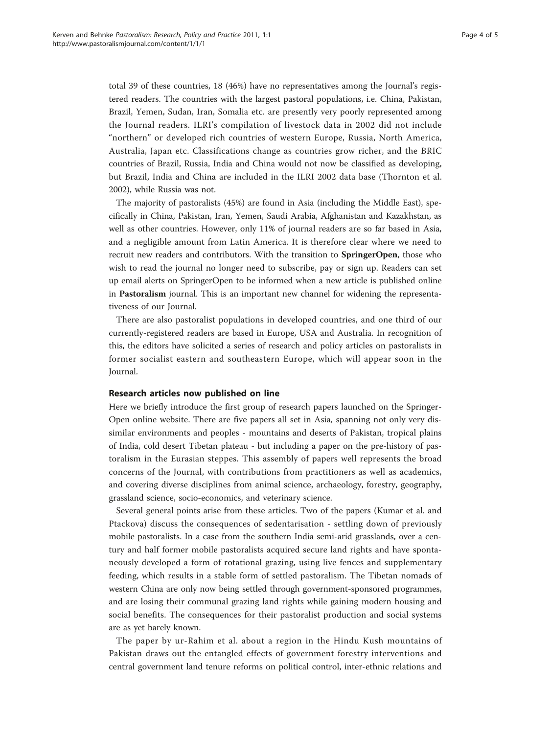total 39 of these countries, 18 (46%) have no representatives among the Journal's registered readers. The countries with the largest pastoral populations, i.e. China, Pakistan, Brazil, Yemen, Sudan, Iran, Somalia etc. are presently very poorly represented among the Journal readers. ILRI's compilation of livestock data in 2002 did not include "northern" or developed rich countries of western Europe, Russia, North America, Australia, Japan etc. Classifications change as countries grow richer, and the BRIC countries of Brazil, Russia, India and China would not now be classified as developing, but Brazil, India and China are included in the ILRI 2002 data base (Thornton et al. 2002), while Russia was not.

The majority of pastoralists (45%) are found in Asia (including the Middle East), specifically in China, Pakistan, Iran, Yemen, Saudi Arabia, Afghanistan and Kazakhstan, as well as other countries. However, only 11% of journal readers are so far based in Asia, and a negligible amount from Latin America. It is therefore clear where we need to recruit new readers and contributors. With the transition to **SpringerOpen**, those who wish to read the journal no longer need to subscribe, pay or sign up. Readers can set up email alerts on SpringerOpen to be informed when a new article is published online in **Pastoralism** journal. This is an important new channel for widening the representativeness of our Journal.

There are also pastoralist populations in developed countries, and one third of our currently-registered readers are based in Europe, USA and Australia. In recognition of this, the editors have solicited a series of research and policy articles on pastoralists in former socialist eastern and southeastern Europe, which will appear soon in the Journal.

## Research articles now published on line

Here we briefly introduce the first group of research papers launched on the SpringerOpen online website. There are five papers all set in Asia, spanning not only very dissimilar environments and peoples - mountains and deserts of Pakistan, tropical plains of India, cold desert Tibetan plateau - but including a paper on the pre-history of pastoralism in the Eurasian steppes. This assembly of papers well represents the broad concerns of the Journal, with contributions from practitioners as well as academics, and covering diverse disciplines from animal science, archaeology, forestry, geography, grassland science, socio-economics, and veterinary science.

Several general points arise from these articles. Two of the papers (Kumar et al. and Ptackova) discuss the consequences of sedentarisation - settling down of previously mobile pastoralists. In a case from the southern India semi-arid grasslands, over a century and half former mobile pastoralists acquired secure land rights and have spontaneously developed a form of rotational grazing, using live fences and supplementary feeding, which results in a stable form of settled pastoralism. The Tibetan nomads of western China are only now being settled through government-sponsored programmes, and are losing their communal grazing land rights while gaining modern housing and social benefits. The consequences for their pastoralist production and social systems are as yet barely known.

The paper by ur-Rahim et al. about a region in the Hindu Kush mountains of Pakistan draws out the entangled effects of government forestry interventions and central government land tenure reforms on political control, inter-ethnic relations and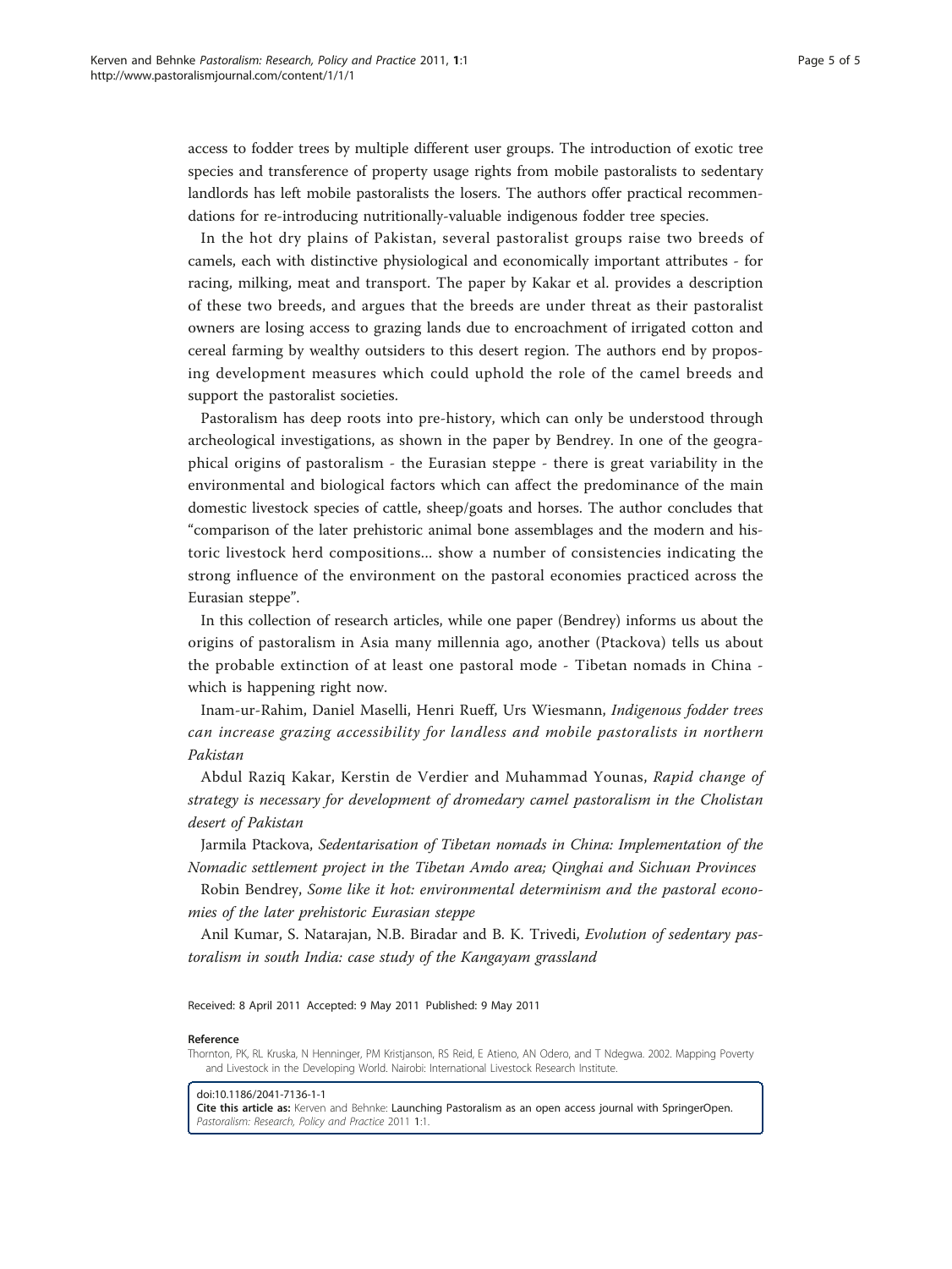access to fodder trees by multiple different user groups. The introduction of exotic tree species and transference of property usage rights from mobile pastoralists to sedentary landlords has left mobile pastoralists the losers. The authors offer practical recommendations for re-introducing nutritionally-valuable indigenous fodder tree species.

In the hot dry plains of Pakistan, several pastoralist groups raise two breeds of camels, each with distinctive physiological and economically important attributes - for racing, milking, meat and transport. The paper by Kakar et al. provides a description of these two breeds, and argues that the breeds are under threat as their pastoralist owners are losing access to grazing lands due to encroachment of irrigated cotton and cereal farming by wealthy outsiders to this desert region. The authors end by proposing development measures which could uphold the role of the camel breeds and support the pastoralist societies.

Pastoralism has deep roots into pre-history, which can only be understood through archeological investigations, as shown in the paper by Bendrey. In one of the geographical origins of pastoralism - the Eurasian steppe - there is great variability in the environmental and biological factors which can affect the predominance of the main domestic livestock species of cattle, sheep/goats and horses. The author concludes that "comparison of the later prehistoric animal bone assemblages and the modern and historic livestock herd compositions... show a number of consistencies indicating the strong influence of the environment on the pastoral economies practiced across the Eurasian steppe".

In this collection of research articles, while one paper (Bendrey) informs us about the origins of pastoralism in Asia many millennia ago, another (Ptackova) tells us about the probable extinction of at least one pastoral mode - Tibetan nomads in China - which is happening right now.

Inam-ur-Rahim, Daniel Maselli, Henri Rueff, Urs Wiesmann, *Indigenous fodder trees can increase grazing accessibility for landless and mobile pastoralists in northern Pakistan*

Abdul Raziq Kakar, Kerstin de Verdier and Muhammad Younas, *Rapid change of strategy is necessary for development of dromedary camel pastoralism in the Cholistan desert of Pakistan*

Jarmila Ptackova, *Sedentarisation of Tibetan nomads in China: Implementation of the Nomadic settlement project in the Tibetan Amdo area; Qinghai and Sichuan Provinces*

Robin Bendrey, *Some like it hot: environmental determinism and the pastoral economies of the later prehistoric Eurasian steppe*

Anil Kumar, S. Natarajan, N.B. Biradar and B. K. Trivedi, *Evolution of sedentary pastoralism in south India: case study of the Kangayam grassland*

Received: 8 April 2011 Accepted: 9 May 2011 Published: 9 May 2011

### Reference

Thornton, PK, RL Kruska, N Henninger, PM Kristjanson, RS Reid, E Atieno, AN Odero, and T Ndegwa. 2002. Mapping Poverty and Livestock in the Developing World. Nairobi: International Livestock Research Institute.

doi:10.1186/2041-7136-1-1

**Cite this article as:** Kerven and Behnke: **Launching Pastoralism as an open access journal with SpringerOpen.** *Pastoralism: Research, Policy and Practice* 2011 **1**:1.